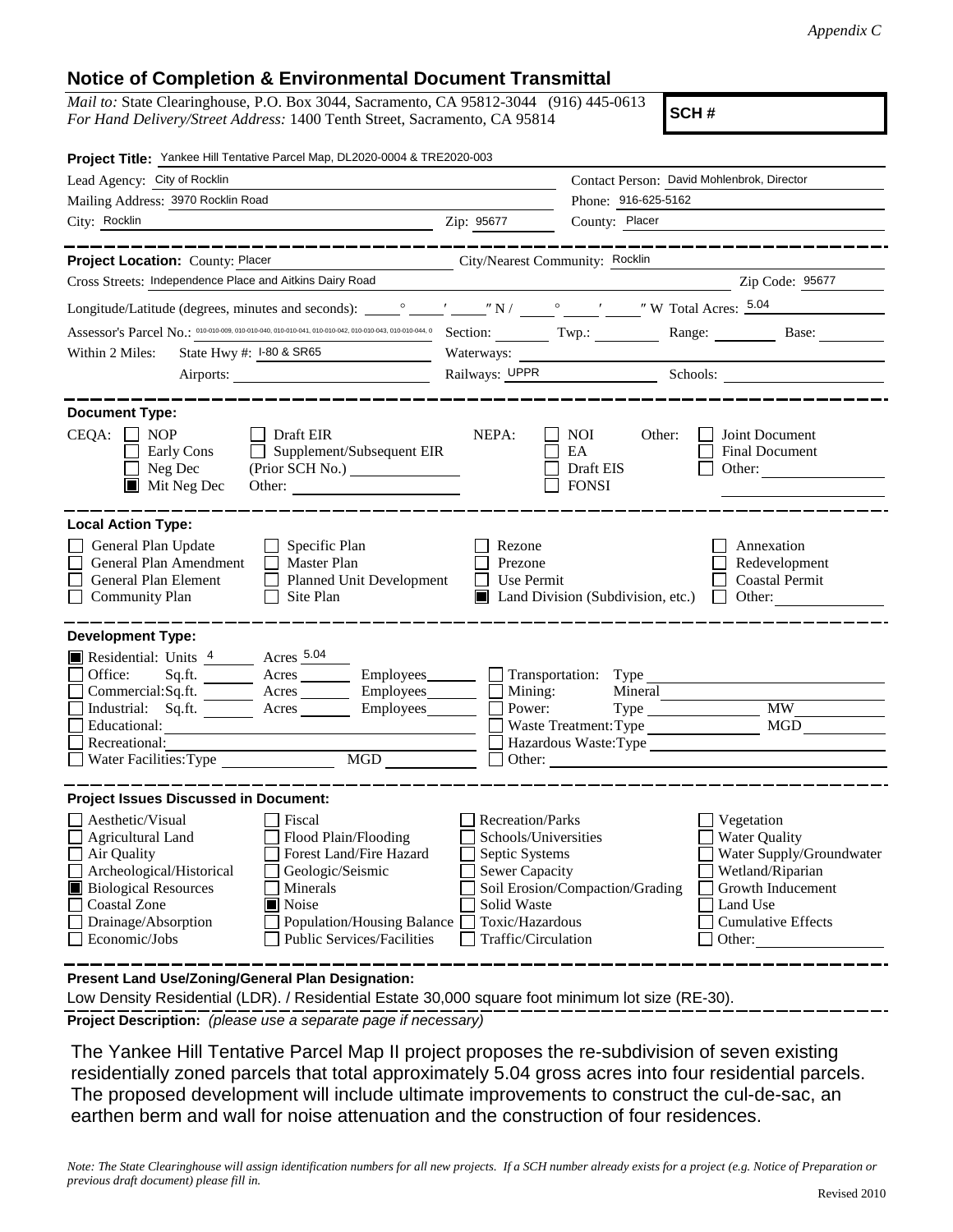*Appendix C*

## Notice of Completion & Environmental Document Transmittal

*Mail to:* State Clearinghouse, P.O. Box 3044, Sacramento, CA 95812-3044 (916) 445-0613
*For Hand Delivery/Street Address:* 1400 Tenth Street, Sacramento, CA 95814

**SCH #**

**Project Title:** Yankee Hill Tentative Parcel Map, DL2020-0004 & TRE2020-003

Lead Agency: City of Rocklin
Contact Person: David Mohlenbrok, Director
Mailing Address: 3970 Rocklin Road
Phone: 916-625-5162
City: Rocklin  Zip: 95677
County: Placer

---

**Project Location:** County: Placer  City/Nearest Community: Rocklin
Cross Streets: Independence Place and Aitkins Dairy Road  Zip Code: 95677
Longitude/Latitude (degrees, minutes and seconds): ____° ____′ ____″ N / ____° ____′ ____″ W Total Acres: 5.04
Assessor's Parcel No.: 010-010-009, 010-010-040, 010-010-041, 010-010-042, 010-010-043, 010-010-044, 0  Section: ____ Twp.: ____ Range: ____ Base: ____
Within 2 Miles: State Hwy #: I-80 & SR65  Waterways: ____
Airports: ____  Railways: UPPR  Schools: ____

---

**Document Type:**

CEQA: ☐ NOP ☐ Early Cons ☐ Neg Dec ☒ Mit Neg Dec ☐ Draft EIR ☐ Supplement/Subsequent EIR (Prior SCH No.) ____ Other: ____

NEPA: ☐ NOI ☐ EA ☐ Draft EIS ☐ FONSI

Other: ☐ Joint Document ☐ Final Document ☐ Other: ____

---

**Local Action Type:**

☐ General Plan Update ☐ General Plan Amendment ☐ General Plan Element ☐ Community Plan ☐ Specific Plan ☐ Master Plan ☐ Planned Unit Development ☐ Site Plan ☐ Rezone ☐ Prezone ☐ Use Permit ☒ Land Division (Subdivision, etc.) ☐ Annexation ☐ Redevelopment ☐ Coastal Permit ☐ Other: ____

---

**Development Type:**

☒ Residential: Units 4 Acres 5.04
☐ Office: Sq.ft. ____ Acres ____ Employees ____
☐ Commercial: Sq.ft. ____ Acres ____ Employees ____
☐ Industrial: Sq.ft. ____ Acres ____ Employees ____
☐ Educational: ____
☐ Recreational: ____
☐ Water Facilities: Type ____ MGD ____
☐ Transportation: Type ____
☐ Mining: Mineral ____
☐ Power: Type ____ MW ____
☐ Waste Treatment: Type ____ MGD ____
☐ Hazardous Waste: Type ____
☐ Other: ____

---

**Project Issues Discussed in Document:**

☐ Aesthetic/Visual
☐ Agricultural Land
☐ Air Quality
☐ Archeological/Historical
☒ Biological Resources
☐ Coastal Zone
☐ Drainage/Absorption
☐ Economic/Jobs
☐ Fiscal
☐ Flood Plain/Flooding
☐ Forest Land/Fire Hazard
☐ Geologic/Seismic
☐ Minerals
☒ Noise
☐ Population/Housing Balance
☐ Public Services/Facilities
☐ Recreation/Parks
☐ Schools/Universities
☐ Septic Systems
☐ Sewer Capacity
☐ Soil Erosion/Compaction/Grading
☐ Solid Waste
☐ Toxic/Hazardous
☐ Traffic/Circulation
☐ Vegetation
☐ Water Quality
☐ Water Supply/Groundwater
☐ Wetland/Riparian
☐ Growth Inducement
☐ Land Use
☐ Cumulative Effects
☐ Other: ____

---

**Present Land Use/Zoning/General Plan Designation:**

Low Density Residential (LDR). / Residential Estate 30,000 square foot minimum lot size (RE-30).

**Project Description:** *(please use a separate page if necessary)*

The Yankee Hill Tentative Parcel Map II project proposes the re-subdivision of seven existing residentially zoned parcels that total approximately 5.04 gross acres into four residential parcels. The proposed development will include ultimate improvements to construct the cul-de-sac, an earthen berm and wall for noise attenuation and the construction of four residences.

*Note: The State Clearinghouse will assign identification numbers for all new projects. If a SCH number already exists for a project (e.g. Notice of Preparation or previous draft document) please fill in.*

Revised 2010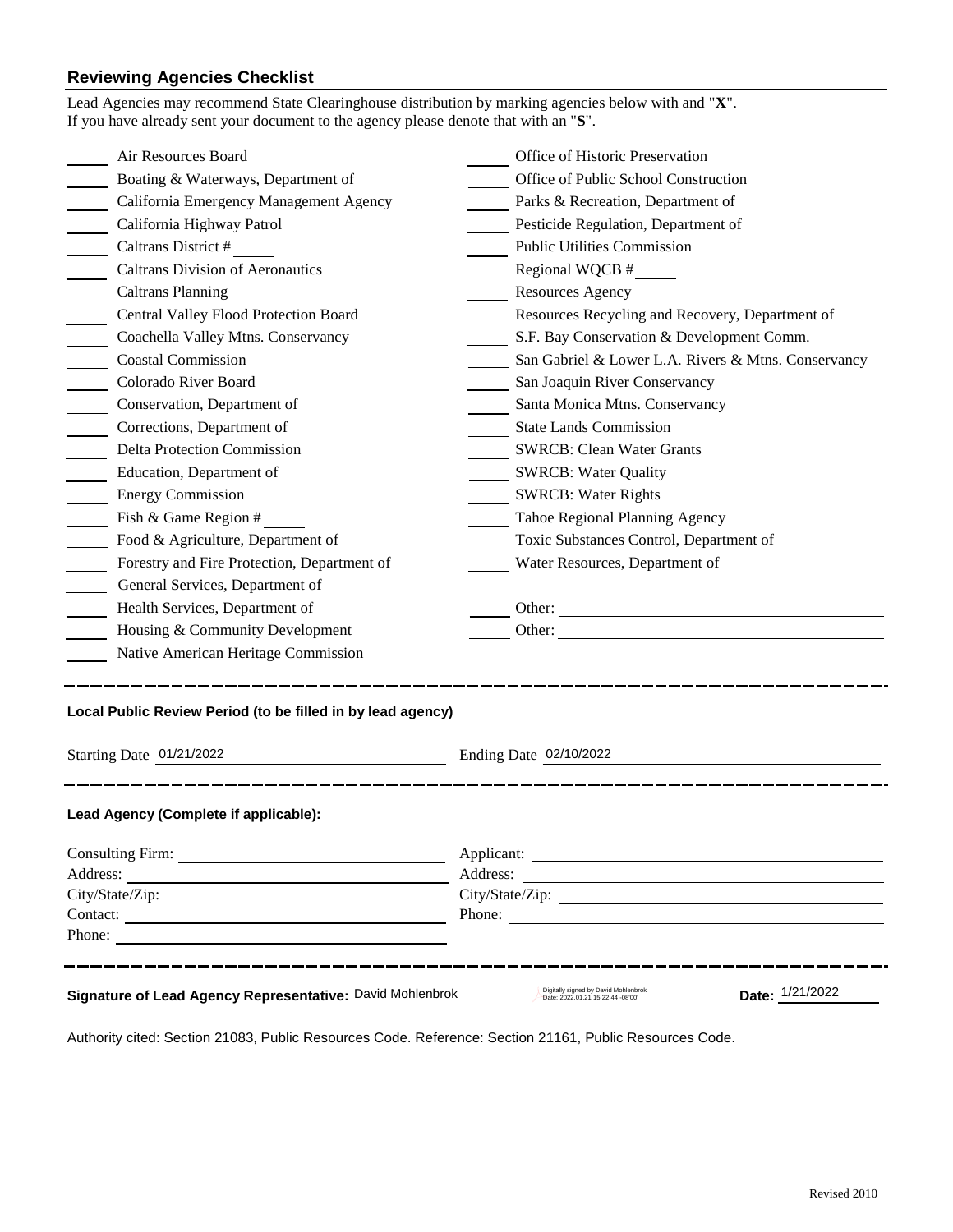## Reviewing Agencies Checklist

Lead Agencies may recommend State Clearinghouse distribution by marking agencies below with and "**X**".
If you have already sent your document to the agency please denote that with an "**S**".

| | | | |
|---|---|---|---|
| ____ | Air Resources Board | ____ | Office of Historic Preservation |
| ____ | Boating & Waterways, Department of | ____ | Office of Public School Construction |
| ____ | California Emergency Management Agency | ____ | Parks & Recreation, Department of |
| ____ | California Highway Patrol | ____ | Pesticide Regulation, Department of |
| ____ | Caltrans District # ____ | ____ | Public Utilities Commission |
| ____ | Caltrans Division of Aeronautics | ____ | Regional WQCB # ____ |
| ____ | Caltrans Planning | ____ | Resources Agency |
| ____ | Central Valley Flood Protection Board | ____ | Resources Recycling and Recovery, Department of |
| ____ | Coachella Valley Mtns. Conservancy | ____ | S.F. Bay Conservation & Development Comm. |
| ____ | Coastal Commission | ____ | San Gabriel & Lower L.A. Rivers & Mtns. Conservancy |
| ____ | Colorado River Board | ____ | San Joaquin River Conservancy |
| ____ | Conservation, Department of | ____ | Santa Monica Mtns. Conservancy |
| ____ | Corrections, Department of | ____ | State Lands Commission |
| ____ | Delta Protection Commission | ____ | SWRCB: Clean Water Grants |
| ____ | Education, Department of | ____ | SWRCB: Water Quality |
| ____ | Energy Commission | ____ | SWRCB: Water Rights |
| ____ | Fish & Game Region # ____ | ____ | Tahoe Regional Planning Agency |
| ____ | Food & Agriculture, Department of | ____ | Toxic Substances Control, Department of |
| ____ | Forestry and Fire Protection, Department of | ____ | Water Resources, Department of |
| ____ | General Services, Department of | | |
| ____ | Health Services, Department of | ____ | Other: ____ |
| ____ | Housing & Community Development | ____ | Other: ____ |
| ____ | Native American Heritage Commission | | |

---

**Local Public Review Period (to be filled in by lead agency)**

Starting Date 01/21/2022 Ending Date 02/10/2022

---

**Lead Agency (Complete if applicable):**

Consulting Firm: ____
Address: ____
City/State/Zip: ____
Contact: ____
Phone: ____

Applicant: ____
Address: ____
City/State/Zip: ____
Phone: ____

---

**Signature of Lead Agency Representative:** David Mohlenbrok Digitally signed by David Mohlenbrok Date: 2022.01.21 15:22:44 -08'00' **Date:** 1/21/2022

Authority cited: Section 21083, Public Resources Code. Reference: Section 21161, Public Resources Code.

Revised 2010